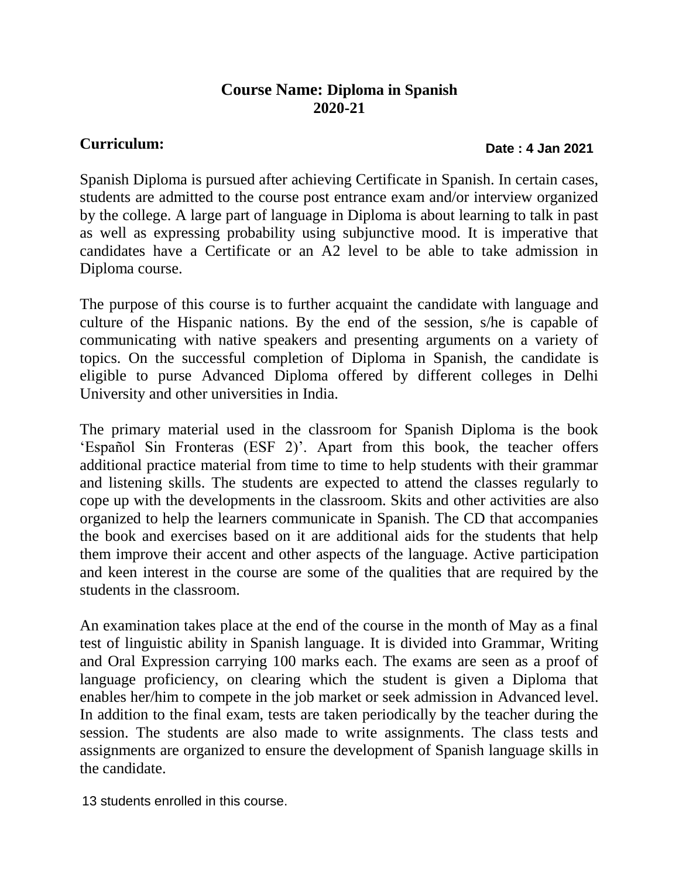**Course Name: Diploma in Spanish**
**2020-21**

**Curriculum:**

**Date : 4 Jan 2021**

Spanish Diploma is pursued after achieving Certificate in Spanish. In certain cases, students are admitted to the course post entrance exam and/or interview organized by the college. A large part of language in Diploma is about learning to talk in past as well as expressing probability using subjunctive mood. It is imperative that candidates have a Certificate or an A2 level to be able to take admission in Diploma course.

The purpose of this course is to further acquaint the candidate with language and culture of the Hispanic nations. By the end of the session, s/he is capable of communicating with native speakers and presenting arguments on a variety of topics. On the successful completion of Diploma in Spanish, the candidate is eligible to purse Advanced Diploma offered by different colleges in Delhi University and other universities in India.

The primary material used in the classroom for Spanish Diploma is the book 'Español Sin Fronteras (ESF 2)'. Apart from this book, the teacher offers additional practice material from time to time to help students with their grammar and listening skills. The students are expected to attend the classes regularly to cope up with the developments in the classroom. Skits and other activities are also organized to help the learners communicate in Spanish. The CD that accompanies the book and exercises based on it are additional aids for the students that help them improve their accent and other aspects of the language. Active participation and keen interest in the course are some of the qualities that are required by the students in the classroom.

An examination takes place at the end of the course in the month of May as a final test of linguistic ability in Spanish language. It is divided into Grammar, Writing and Oral Expression carrying 100 marks each. The exams are seen as a proof of language proficiency, on clearing which the student is given a Diploma that enables her/him to compete in the job market or seek admission in Advanced level. In addition to the final exam, tests are taken periodically by the teacher during the session. The students are also made to write assignments. The class tests and assignments are organized to ensure the development of Spanish language skills in the candidate.

13 students enrolled in this course.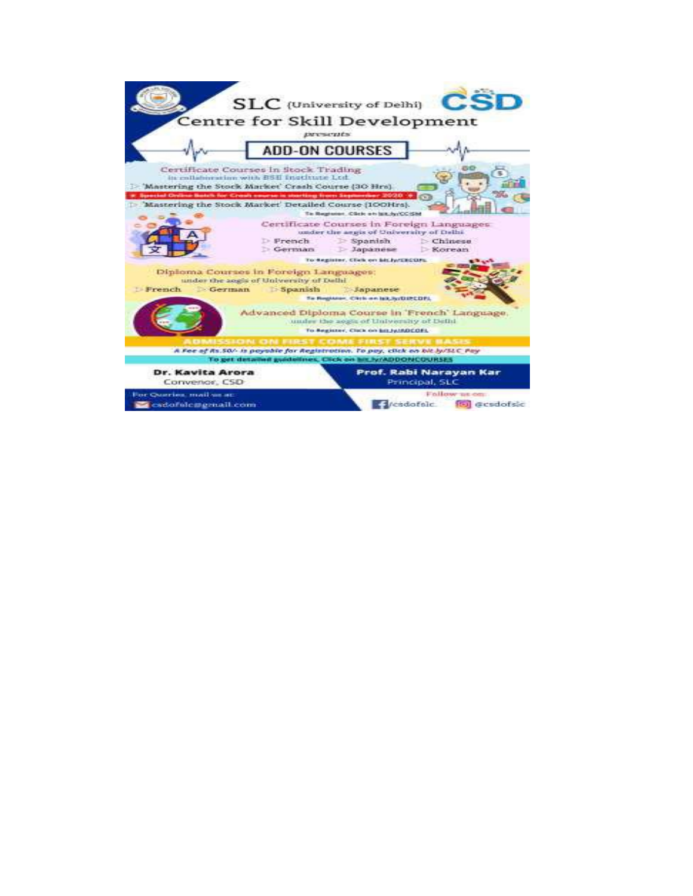# SLC (University of Delhi) CSD

## Centre for Skill Development

*presents*

## ADD-ON COURSES

### Certificate Courses in Stock Trading

in collaboration with BSE Institute Ltd.

- 'Mastering the Stock Market' Crash Course (30 Hrs).

★ Special Online Batch for Crash course is starting from September 2020 ★

- 'Mastering the Stock Market' Detailed Course (100Hrs).

To Register, Click on bit.ly/CCSM

### Certificate Courses in Foreign Languages

under the aegis of University of Delhi

- French
- Spanish
- Chinese
- German
- Japanese
- Korean

To Register, Click on bit.ly/CECOFL

### Diploma Courses in Foreign Languages:

under the aegis of University of Delhi

- French
- German
- Spanish
- Japanese

To Register, Click on bit.ly/DIPCOFL

### Advanced Diploma Course in 'French' Language

under the aegis of University of Delhi

To Register, Click on bit.ly/ADCOFL

**ADMISSION ON FIRST COME FIRST SERVE BASIS**

*A Fee of Rs.50/- is payable for Registration. To pay, click on bit.ly/SLC Pay*

**To get detailed guidelines, Click on bit.ly/ADDONCOURSES**

**Dr. Kavita Arora**
Convenor, CSD

**Prof. Rabi Narayan Kar**
Principal, SLC

For Queries, mail us at: csdofslc@gmail.com

Follow us on: /csdofslc @csdofslc